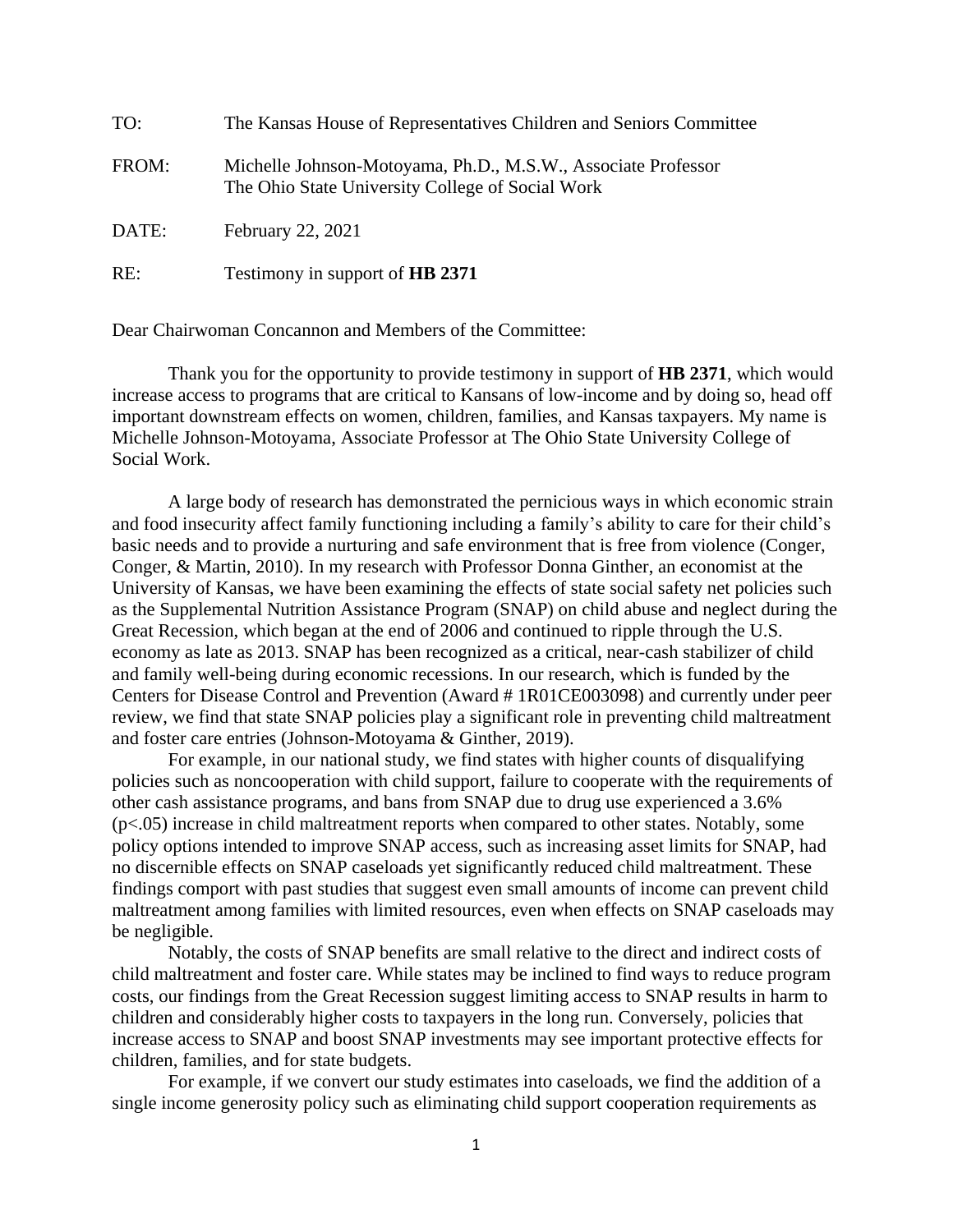TO: The Kansas House of Representatives Children and Seniors Committee

FROM: Michelle Johnson-Motoyama, Ph.D., M.S.W., Associate Professor
The Ohio State University College of Social Work

DATE: February 22, 2021

RE: Testimony in support of **HB 2371**

Dear Chairwoman Concannon and Members of the Committee:

Thank you for the opportunity to provide testimony in support of **HB 2371**, which would increase access to programs that are critical to Kansans of low-income and by doing so, head off important downstream effects on women, children, families, and Kansas taxpayers. My name is Michelle Johnson-Motoyama, Associate Professor at The Ohio State University College of Social Work.

A large body of research has demonstrated the pernicious ways in which economic strain and food insecurity affect family functioning including a family's ability to care for their child's basic needs and to provide a nurturing and safe environment that is free from violence (Conger, Conger, & Martin, 2010). In my research with Professor Donna Ginther, an economist at the University of Kansas, we have been examining the effects of state social safety net policies such as the Supplemental Nutrition Assistance Program (SNAP) on child abuse and neglect during the Great Recession, which began at the end of 2006 and continued to ripple through the U.S. economy as late as 2013. SNAP has been recognized as a critical, near-cash stabilizer of child and family well-being during economic recessions. In our research, which is funded by the Centers for Disease Control and Prevention (Award # 1R01CE003098) and currently under peer review, we find that state SNAP policies play a significant role in preventing child maltreatment and foster care entries (Johnson-Motoyama & Ginther, 2019).

For example, in our national study, we find states with higher counts of disqualifying policies such as noncooperation with child support, failure to cooperate with the requirements of other cash assistance programs, and bans from SNAP due to drug use experienced a 3.6% ($p<.05$) increase in child maltreatment reports when compared to other states. Notably, some policy options intended to improve SNAP access, such as increasing asset limits for SNAP, had no discernible effects on SNAP caseloads yet significantly reduced child maltreatment. These findings comport with past studies that suggest even small amounts of income can prevent child maltreatment among families with limited resources, even when effects on SNAP caseloads may be negligible.

Notably, the costs of SNAP benefits are small relative to the direct and indirect costs of child maltreatment and foster care. While states may be inclined to find ways to reduce program costs, our findings from the Great Recession suggest limiting access to SNAP results in harm to children and considerably higher costs to taxpayers in the long run. Conversely, policies that increase access to SNAP and boost SNAP investments may see important protective effects for children, families, and for state budgets.

For example, if we convert our study estimates into caseloads, we find the addition of a single income generosity policy such as eliminating child support cooperation requirements as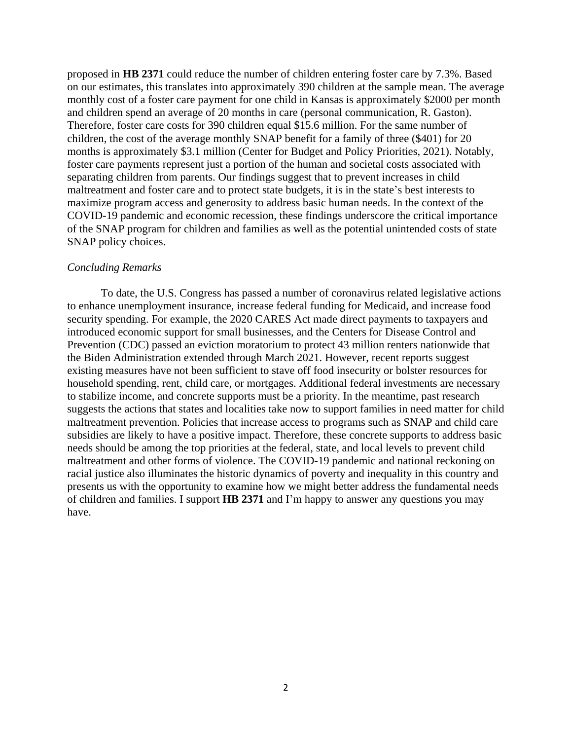proposed in **HB 2371** could reduce the number of children entering foster care by 7.3%. Based on our estimates, this translates into approximately 390 children at the sample mean. The average monthly cost of a foster care payment for one child in Kansas is approximately $2000 per month and children spend an average of 20 months in care (personal communication, R. Gaston). Therefore, foster care costs for 390 children equal $15.6 million. For the same number of children, the cost of the average monthly SNAP benefit for a family of three ($401) for 20 months is approximately $3.1 million (Center for Budget and Policy Priorities, 2021). Notably, foster care payments represent just a portion of the human and societal costs associated with separating children from parents. Our findings suggest that to prevent increases in child maltreatment and foster care and to protect state budgets, it is in the state's best interests to maximize program access and generosity to address basic human needs. In the context of the COVID-19 pandemic and economic recession, these findings underscore the critical importance of the SNAP program for children and families as well as the potential unintended costs of state SNAP policy choices.

*Concluding Remarks*

To date, the U.S. Congress has passed a number of coronavirus related legislative actions to enhance unemployment insurance, increase federal funding for Medicaid, and increase food security spending. For example, the 2020 CARES Act made direct payments to taxpayers and introduced economic support for small businesses, and the Centers for Disease Control and Prevention (CDC) passed an eviction moratorium to protect 43 million renters nationwide that the Biden Administration extended through March 2021. However, recent reports suggest existing measures have not been sufficient to stave off food insecurity or bolster resources for household spending, rent, child care, or mortgages. Additional federal investments are necessary to stabilize income, and concrete supports must be a priority. In the meantime, past research suggests the actions that states and localities take now to support families in need matter for child maltreatment prevention. Policies that increase access to programs such as SNAP and child care subsidies are likely to have a positive impact. Therefore, these concrete supports to address basic needs should be among the top priorities at the federal, state, and local levels to prevent child maltreatment and other forms of violence. The COVID-19 pandemic and national reckoning on racial justice also illuminates the historic dynamics of poverty and inequality in this country and presents us with the opportunity to examine how we might better address the fundamental needs of children and families. I support **HB 2371** and I'm happy to answer any questions you may have.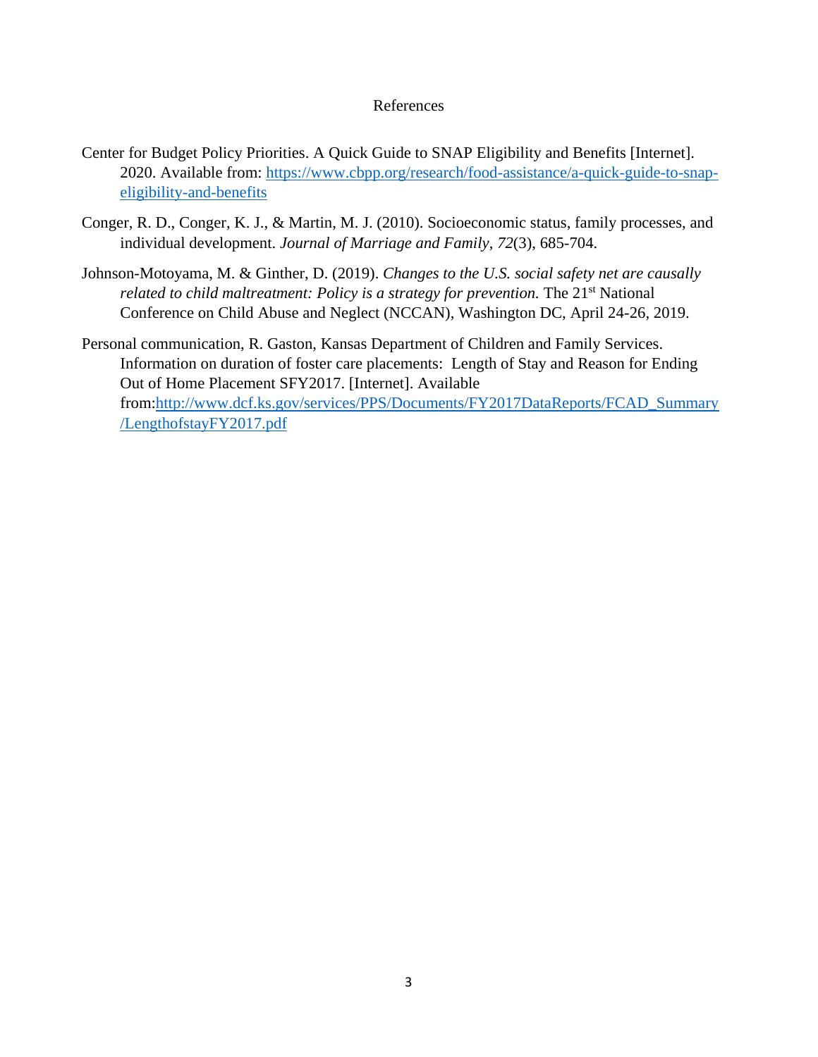# References

Center for Budget Policy Priorities. A Quick Guide to SNAP Eligibility and Benefits [Internet]. 2020. Available from: https://www.cbpp.org/research/food-assistance/a-quick-guide-to-snap-eligibility-and-benefits

Conger, R. D., Conger, K. J., & Martin, M. J. (2010). Socioeconomic status, family processes, and individual development. *Journal of Marriage and Family*, *72*(3), 685-704.

Johnson-Motoyama, M. & Ginther, D. (2019). *Changes to the U.S. social safety net are causally related to child maltreatment: Policy is a strategy for prevention.* The 21st National Conference on Child Abuse and Neglect (NCCAN), Washington DC, April 24-26, 2019.

Personal communication, R. Gaston, Kansas Department of Children and Family Services. Information on duration of foster care placements: Length of Stay and Reason for Ending Out of Home Placement SFY2017. [Internet]. Available from:http://www.dcf.ks.gov/services/PPS/Documents/FY2017DataReports/FCAD_Summary/LengthofstayFY2017.pdf